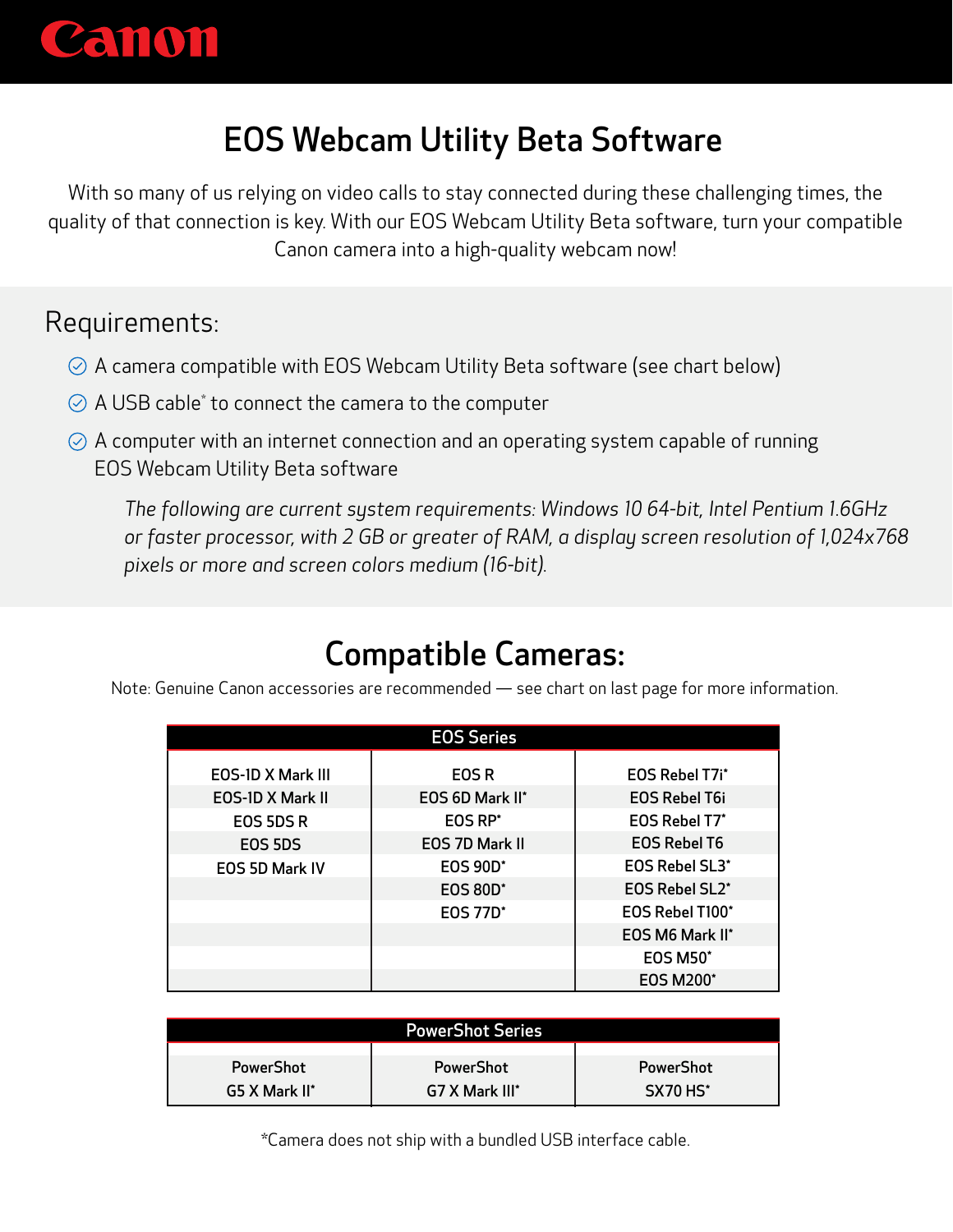Canon

# EOS Webcam Utility Beta Software

With so many of us relying on video calls to stay connected during these challenging times, the quality of that connection is key. With our EOS Webcam Utility Beta software, turn your compatible Canon camera into a high-quality webcam now!

## Requirements:

- A camera compatible with EOS Webcam Utility Beta software (see chart below)
- A USB cable* to connect the camera to the computer
- A computer with an internet connection and an operating system capable of running EOS Webcam Utility Beta software

  *The following are current system requirements: Windows 10 64-bit, Intel Pentium 1.6GHz or faster processor, with 2 GB or greater of RAM, a display screen resolution of 1,024x768 pixels or more and screen colors medium (16-bit).*

## Compatible Cameras:

Note: Genuine Canon accessories are recommended — see chart on last page for more information.

| EOS Series | | |
|---|---|---|
| EOS-1D X Mark III | EOS R | EOS Rebel T7i* |
| EOS-1D X Mark II | EOS 6D Mark II* | EOS Rebel T6i |
| EOS 5DS R | EOS RP* | EOS Rebel T7* |
| EOS 5DS | EOS 7D Mark II | EOS Rebel T6 |
| EOS 5D Mark IV | EOS 90D* | EOS Rebel SL3* |
| | EOS 80D* | EOS Rebel SL2* |
| | EOS 77D* | EOS Rebel T100* |
| | | EOS M6 Mark II* |
| | | EOS M50* |
| | | EOS M200* |

| PowerShot Series | | |
|---|---|---|
| PowerShot G5 X Mark II* | PowerShot G7 X Mark III* | PowerShot SX70 HS* |

*Camera does not ship with a bundled USB interface cable.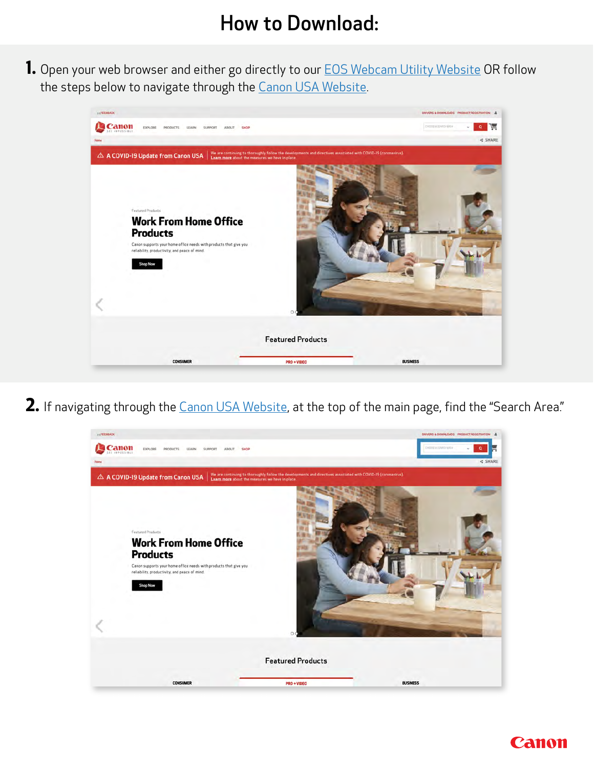# How to Download:

1. Open your web browser and either go directly to our EOS Webcam Utility Website OR follow the steps below to navigate through the the Canon USA Website.

2. If navigating through the Canon USA Website, at the top of the main page, find the "Search Area."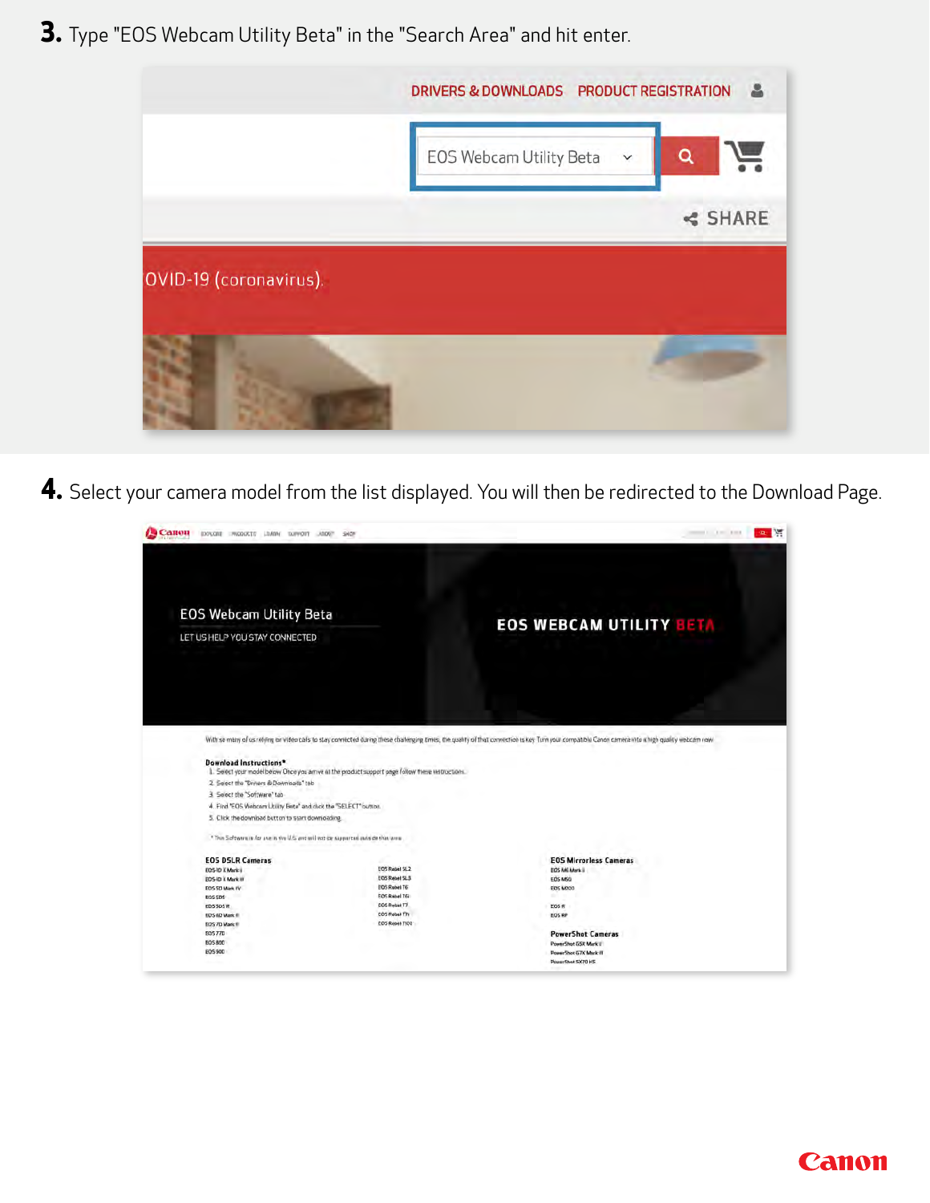**3.** Type "EOS Webcam Utility Beta" in the "Search Area" and hit enter.

**4.** Select your camera model from the list displayed. You will then be redirected to the Download Page.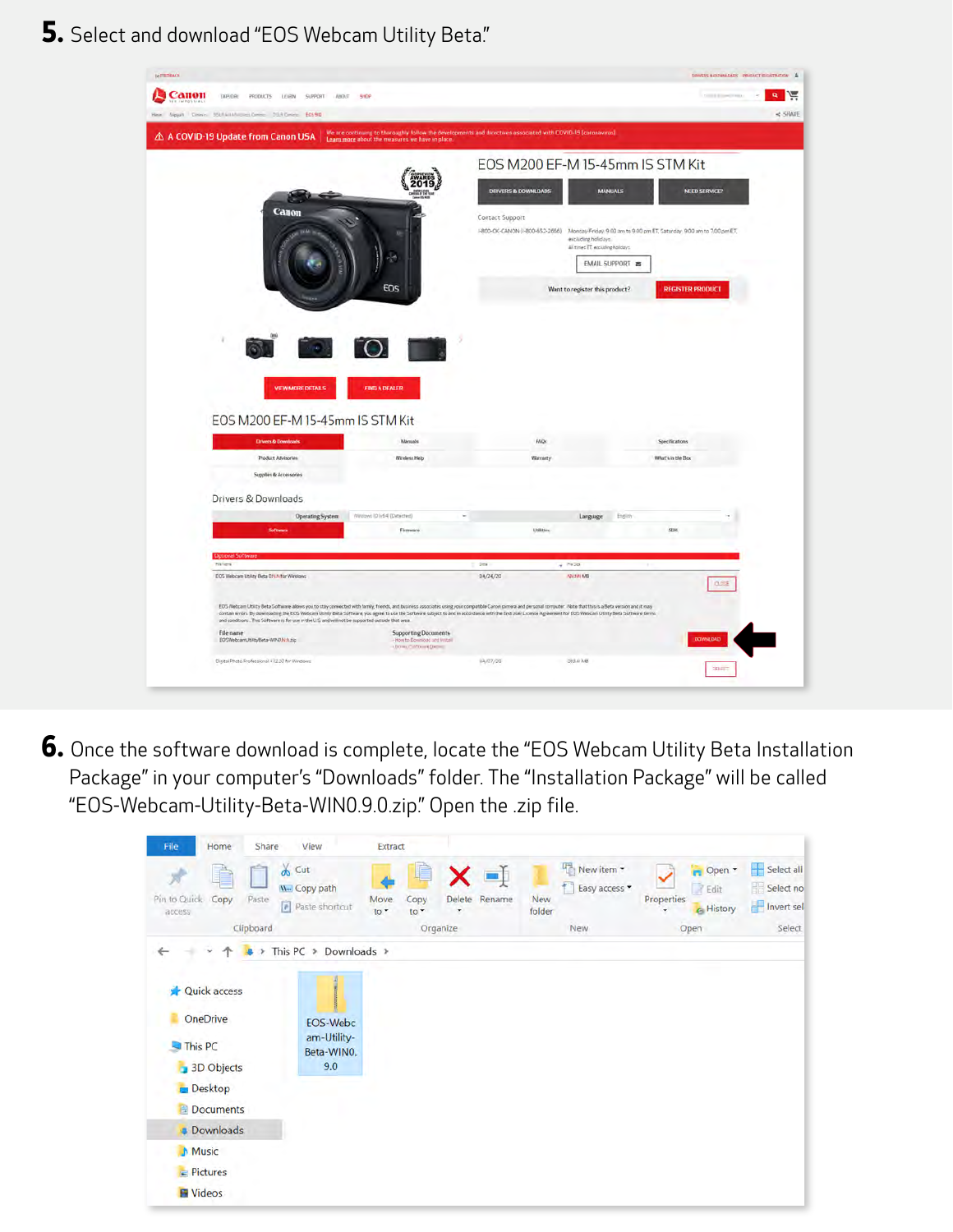**5.** Select and download "EOS Webcam Utility Beta."

**6.** Once the software download is complete, locate the "EOS Webcam Utility Beta Installation Package" in your computer's "Downloads" folder. The "Installation Package" will be called "EOS-Webcam-Utility-Beta-WIN0.9.0.zip." Open the .zip file.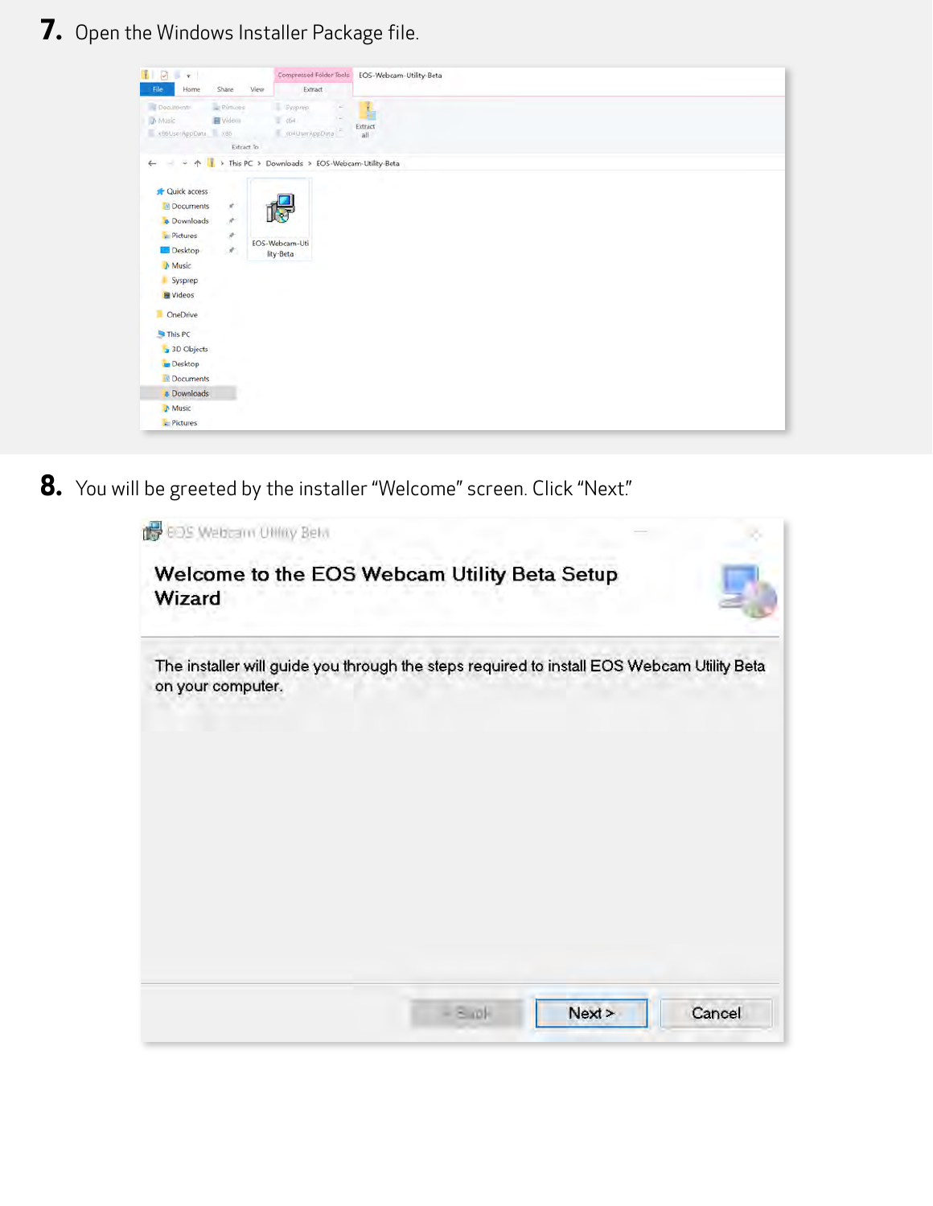7. Open the Windows Installer Package file.

8. You will be greeted by the installer "Welcome" screen. Click "Next."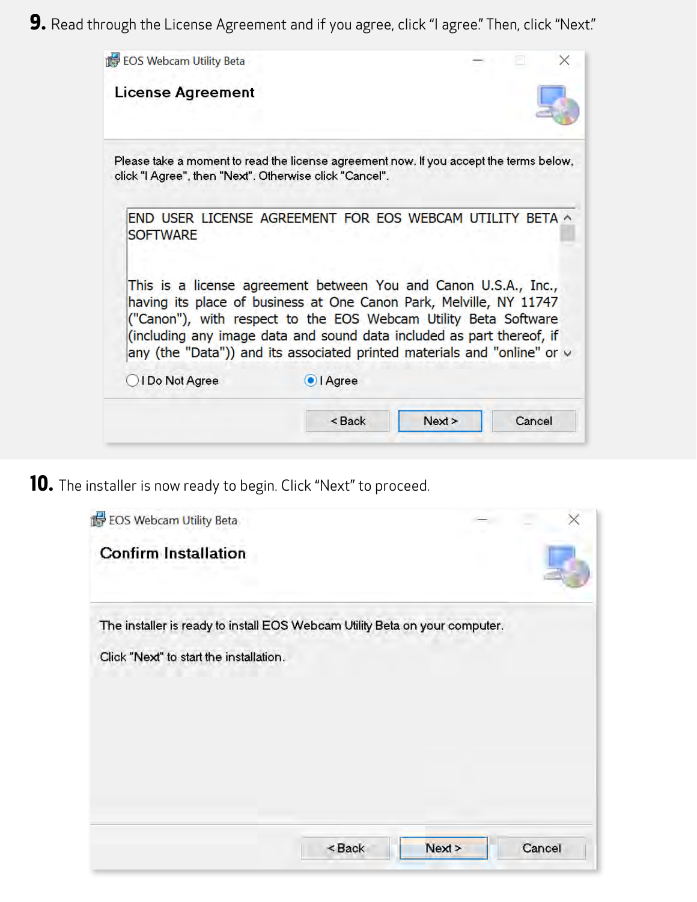**9.** Read through the License Agreement and if you agree, click "I agree." Then, click "Next."

EOS Webcam Utility Beta

**License Agreement**

Please take a moment to read the license agreement now. If you accept the terms below, click "I Agree", then "Next". Otherwise click "Cancel".

END USER LICENSE AGREEMENT FOR EOS WEBCAM UTILITY BETA SOFTWARE

This is a license agreement between You and Canon U.S.A., Inc., having its place of business at One Canon Park, Melville, NY 11747 ("Canon"), with respect to the EOS Webcam Utility Beta Software (including any image data and sound data included as part thereof, if any (the "Data")) and its associated printed materials and "online" or

I Do Not Agree   I Agree

< Back   Next >   Cancel

**10.** The installer is now ready to begin. Click "Next" to proceed.

EOS Webcam Utility Beta

**Confirm Installation**

The installer is ready to install EOS Webcam Utility Beta on your computer.

Click "Next" to start the installation.

< Back   Next >   Cancel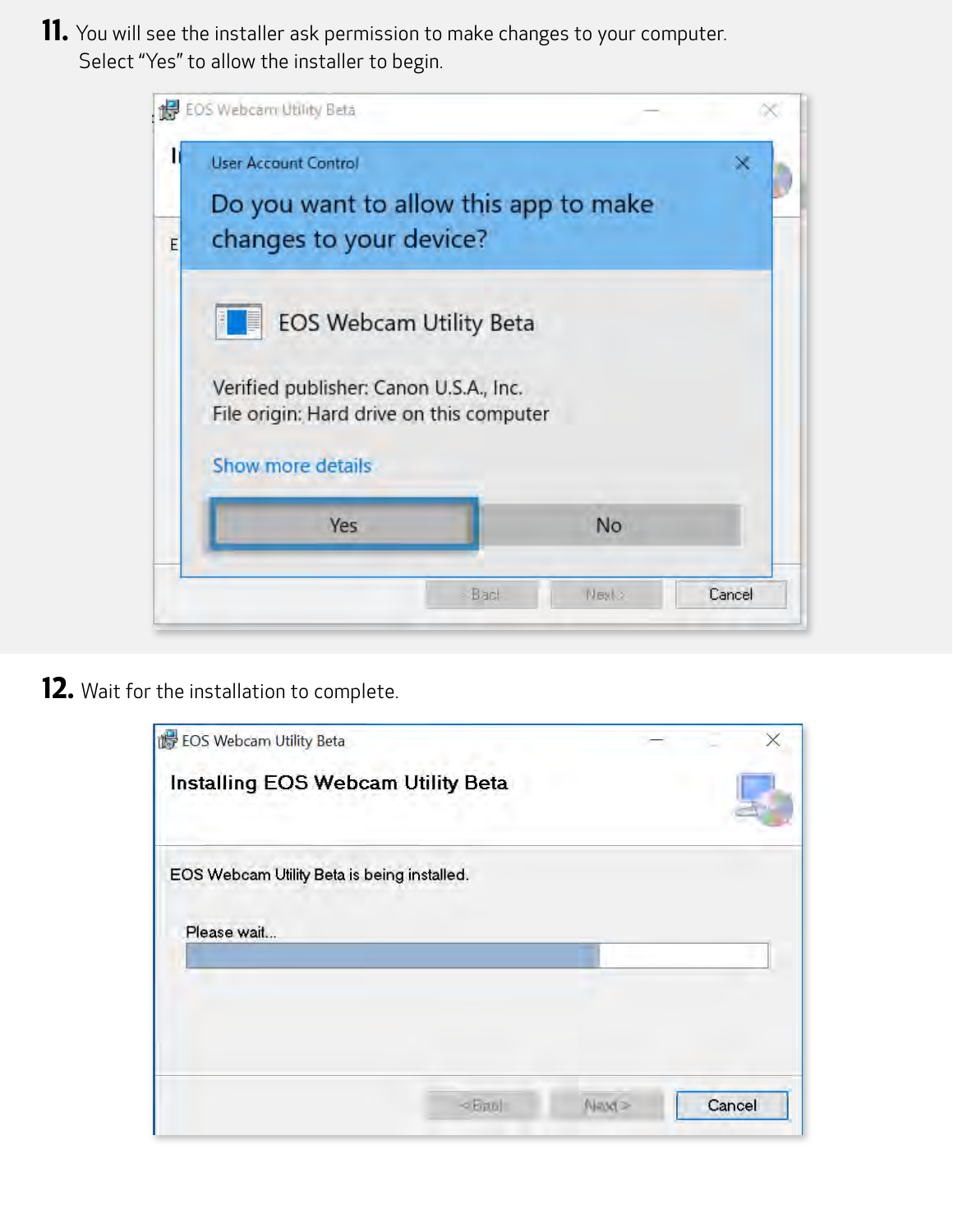11. You will see the installer ask permission to make changes to your computer. Select "Yes" to allow the installer to begin.

12. Wait for the installation to complete.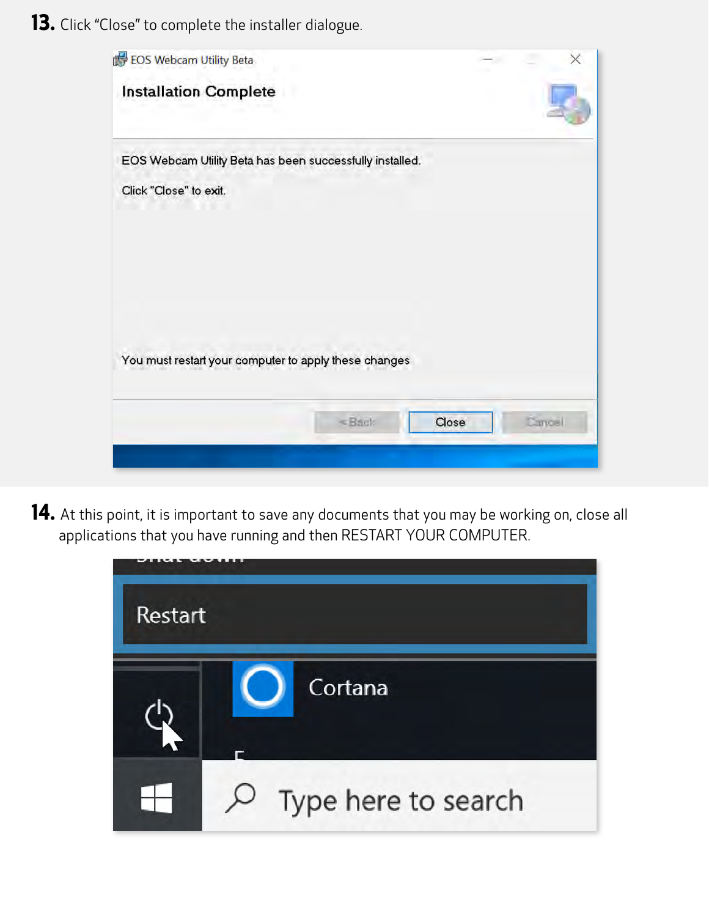13. Click "Close" to complete the installer dialogue.

14. At this point, it is important to save any documents that you may be working on, close all applications that you have running and then RESTART YOUR COMPUTER.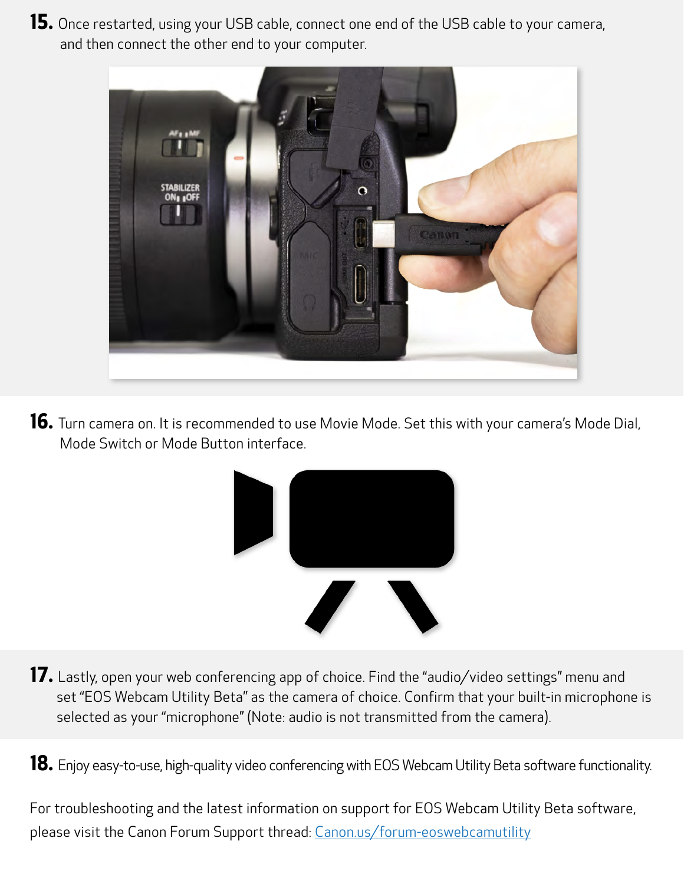15. Once restarted, using your USB cable, connect one end of the USB cable to your camera, and then connect the other end to your computer.

16. Turn camera on. It is recommended to use Movie Mode. Set this with your camera's Mode Dial, Mode Switch or Mode Button interface.

17. Lastly, open your web conferencing app of choice. Find the "audio/video settings" menu and set "EOS Webcam Utility Beta" as the camera of choice. Confirm that your built-in microphone is selected as your "microphone" (Note: audio is not transmitted from the camera).

18. Enjoy easy-to-use, high-quality video conferencing with EOS Webcam Utility Beta software functionality.

For troubleshooting and the latest information on support for EOS Webcam Utility Beta software, please visit the Canon Forum Support thread: [Canon.us/forum-eoswebcamutility](Canon.us/forum-eoswebcamutility)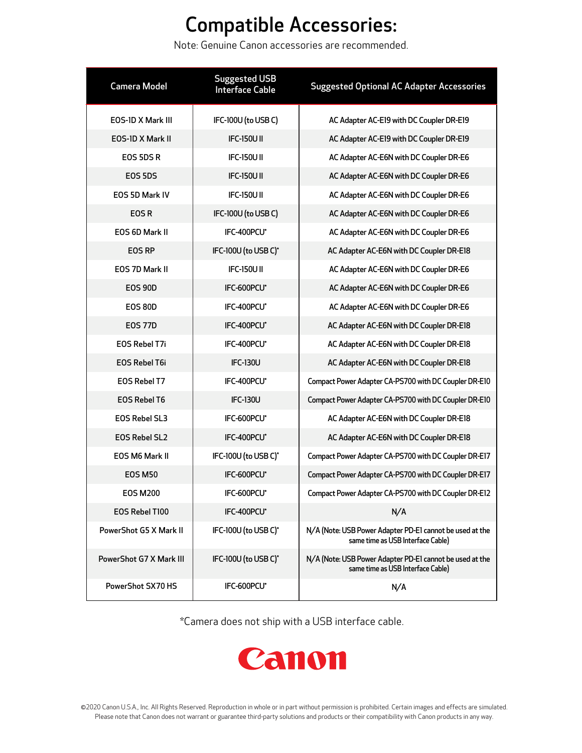# Compatible Accessories:

Note: Genuine Canon accessories are recommended.

| Camera Model | Suggested USB Interface Cable | Suggested Optional AC Adapter Accessories |
|---|---|---|
| EOS-1D X Mark III | IFC-100U (to USB C) | AC Adapter AC-E19 with DC Coupler DR-E19 |
| EOS-1D X Mark II | IFC-150U II | AC Adapter AC-E19 with DC Coupler DR-E19 |
| EOS 5DS R | IFC-150U II | AC Adapter AC-E6N with DC Coupler DR-E6 |
| EOS 5DS | IFC-150U II | AC Adapter AC-E6N with DC Coupler DR-E6 |
| EOS 5D Mark IV | IFC-150U II | AC Adapter AC-E6N with DC Coupler DR-E6 |
| EOS R | IFC-100U (to USB C) | AC Adapter AC-E6N with DC Coupler DR-E6 |
| EOS 6D Mark II | IFC-400PCU* | AC Adapter AC-E6N with DC Coupler DR-E6 |
| EOS RP | IFC-100U (to USB C)* | AC Adapter AC-E6N with DC Coupler DR-E18 |
| EOS 7D Mark II | IFC-150U II | AC Adapter AC-E6N with DC Coupler DR-E6 |
| EOS 90D | IFC-600PCU* | AC Adapter AC-E6N with DC Coupler DR-E6 |
| EOS 80D | IFC-400PCU* | AC Adapter AC-E6N with DC Coupler DR-E6 |
| EOS 77D | IFC-400PCU* | AC Adapter AC-E6N with DC Coupler DR-E18 |
| EOS Rebel T7i | IFC-400PCU* | AC Adapter AC-E6N with DC Coupler DR-E18 |
| EOS Rebel T6i | IFC-130U | AC Adapter AC-E6N with DC Coupler DR-E18 |
| EOS Rebel T7 | IFC-400PCU* | Compact Power Adapter CA-PS700 with DC Coupler DR-E10 |
| EOS Rebel T6 | IFC-130U | Compact Power Adapter CA-PS700 with DC Coupler DR-E10 |
| EOS Rebel SL3 | IFC-600PCU* | AC Adapter AC-E6N with DC Coupler DR-E18 |
| EOS Rebel SL2 | IFC-400PCU* | AC Adapter AC-E6N with DC Coupler DR-E18 |
| EOS M6 Mark II | IFC-100U (to USB C)* | Compact Power Adapter CA-PS700 with DC Coupler DR-E17 |
| EOS M50 | IFC-600PCU* | Compact Power Adapter CA-PS700 with DC Coupler DR-E17 |
| EOS M200 | IFC-600PCU* | Compact Power Adapter CA-PS700 with DC Coupler DR-E12 |
| EOS Rebel T100 | IFC-400PCU* | N/A |
| PowerShot G5 X Mark II | IFC-100U (to USB C)* | N/A (Note: USB Power Adapter PD-E1 cannot be used at the same time as USB Interface Cable) |
| PowerShot G7 X Mark III | IFC-100U (to USB C)* | N/A (Note: USB Power Adapter PD-E1 cannot be used at the same time as USB Interface Cable) |
| PowerShot SX70 HS | IFC-600PCU* | N/A |

*Camera does not ship with a USB interface cable.

Canon

©2020 Canon U.S.A., Inc. All Rights Reserved. Reproduction in whole or in part without permission is prohibited. Certain images and effects are simulated. Please note that Canon does not warrant or guarantee third-party solutions and products or their compatibility with Canon products in any way.